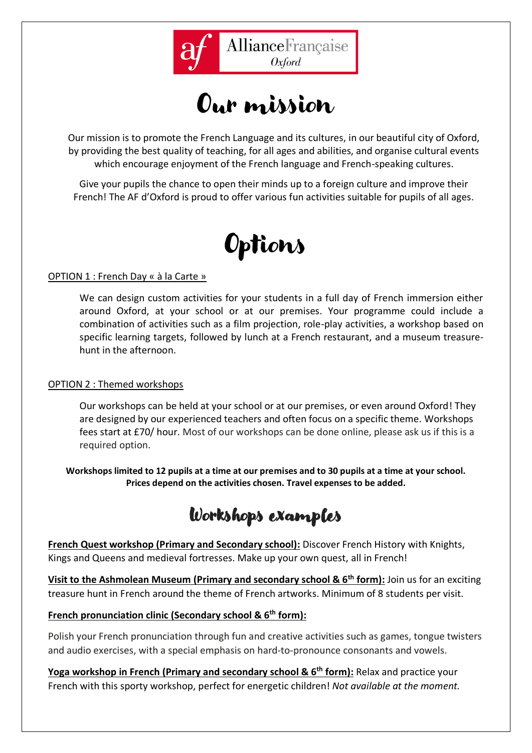AllianceFrançaise Oxford

# Our mission

Our mission is to promote the French Language and its cultures, in our beautiful city of Oxford, by providing the best quality of teaching, for all ages and abilities, and organise cultural events which encourage enjoyment of the French language and French-speaking cultures.

Give your pupils the chance to open their minds up to a foreign culture and improve their French! The AF d'Oxford is proud to offer various fun activities suitable for pupils of all ages.

# Options

OPTION 1 : French Day « à la Carte »

We can design custom activities for your students in a full day of French immersion either around Oxford, at your school or at our premises. Your programme could include a combination of activities such as a film projection, role-play activities, a workshop based on specific learning targets, followed by lunch at a French restaurant, and a museum treasure-hunt in the afternoon.

OPTION 2 : Themed workshops

Our workshops can be held at your school or at our premises, or even around Oxford! They are designed by our experienced teachers and often focus on a specific theme. Workshops fees start at £70/ hour. Most of our workshops can be done online, please ask us if this is a required option.

**Workshops limited to 12 pupils at a time at our premises and to 30 pupils at a time at your school. Prices depend on the activities chosen. Travel expenses to be added.**

# Workshops examples

**French Quest workshop (Primary and Secondary school):** Discover French History with Knights, Kings and Queens and medieval fortresses. Make up your own quest, all in French!

**Visit to the Ashmolean Museum (Primary and secondary school & 6th form):** Join us for an exciting treasure hunt in French around the theme of French artworks. Minimum of 8 students per visit.

**French pronunciation clinic (Secondary school & 6th form):**

Polish your French pronunciation through fun and creative activities such as games, tongue twisters and audio exercises, with a special emphasis on hard-to-pronounce consonants and vowels.

**Yoga workshop in French (Primary and secondary school & 6th form):** Relax and practice your French with this sporty workshop, perfect for energetic children! *Not available at the moment.*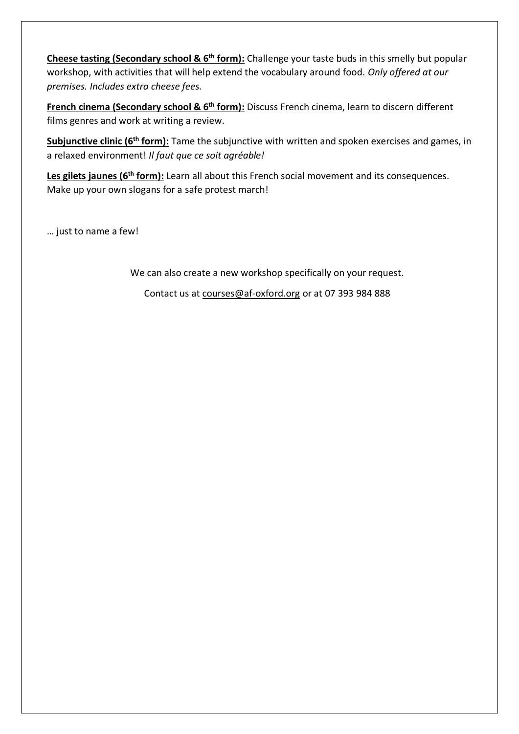**Cheese tasting (Secondary school & 6th form):** Challenge your taste buds in this smelly but popular workshop, with activities that will help extend the vocabulary around food. *Only offered at our premises. Includes extra cheese fees.*

**French cinema (Secondary school & 6th form):** Discuss French cinema, learn to discern different films genres and work at writing a review.

**Subjunctive clinic (6th form):** Tame the subjunctive with written and spoken exercises and games, in a relaxed environment! *Il faut que ce soit agréable!*

**Les gilets jaunes (6th form):** Learn all about this French social movement and its consequences. Make up your own slogans for a safe protest march!

… just to name a few!

We can also create a new workshop specifically on your request.

Contact us at courses@af-oxford.org or at 07 393 984 888